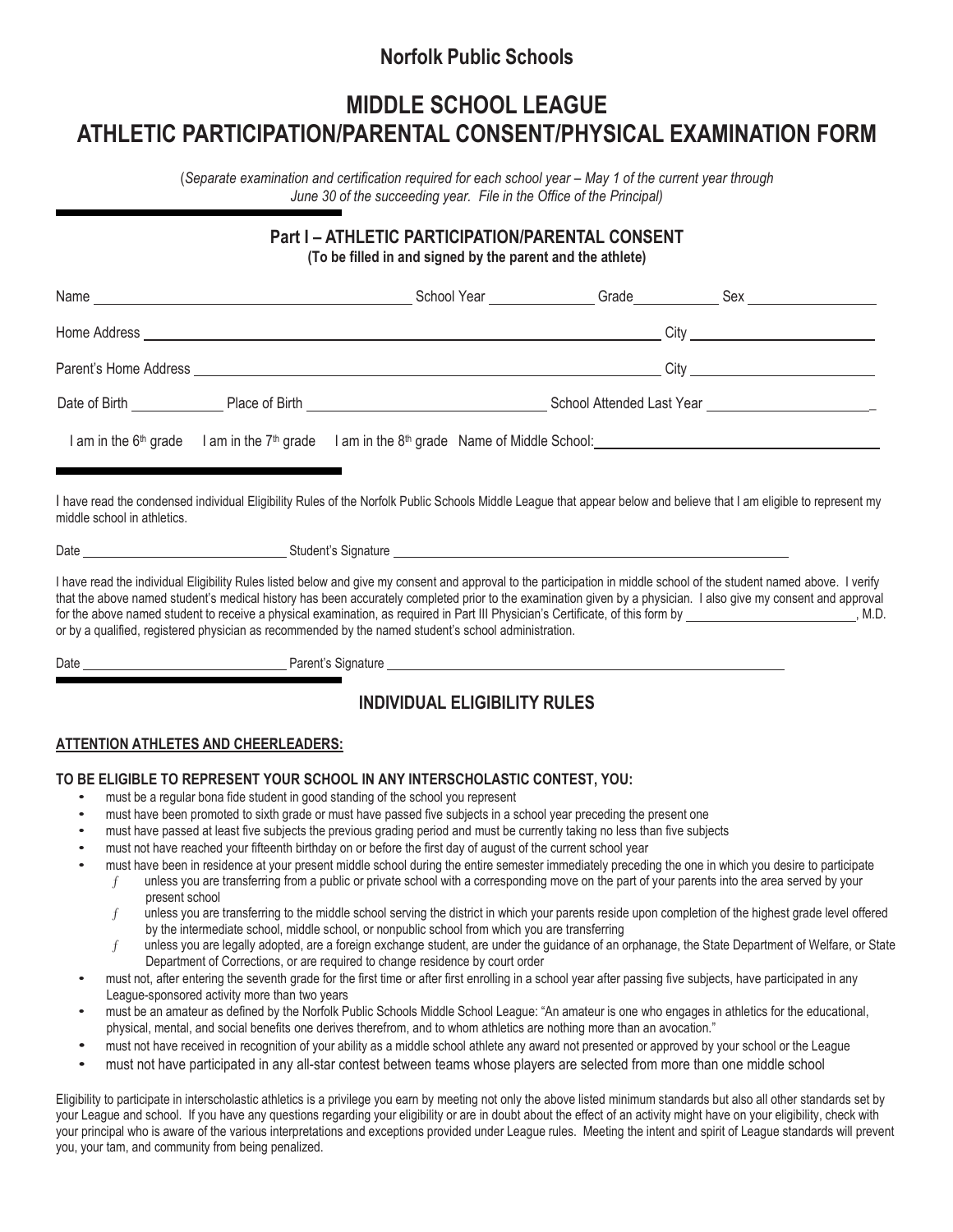## Norfolk Public Schools

# MIDDLE SCHOOL LEAGUE
# ATHLETIC PARTICIPATION/PARENTAL CONSENT/PHYSICAL EXAMINATION FORM

(*Separate examination and certification required for each school year – May 1 of the current year through June 30 of the succeeding year. File in the Office of the Principal)*

## Part I – ATHLETIC PARTICIPATION/PARENTAL CONSENT

**(To be filled in and signed by the parent and the athlete)**

Name ______________________________ School Year ____________ Grade __________ Sex ______________

Home Address __________________________________________________ City ____________________

Parent's Home Address ____________________________________________ City ____________________

Date of Birth __________ Place of Birth __________________________ School Attended Last Year __________________

I am in the 6th grade   I am in the 7th grade   I am in the 8th grade   Name of Middle School: ____________________________

I have read the condensed individual Eligibility Rules of the Norfolk Public Schools Middle League that appear below and believe that I am eligible to represent my middle school in athletics.

Date ________________________ Student's Signature ____________________________________________

I have read the individual Eligibility Rules listed below and give my consent and approval to the participation in middle school of the student named above. I verify that the above named student's medical history has been accurately completed prior to the examination given by a physician. I also give my consent and approval for the above named student to receive a physical examination, as required in Part III Physician's Certificate, of this form by ____________________, M.D. or by a qualified, registered physician as recommended by the named student's school administration.

Date ________________________ Parent's Signature ____________________________________________

## INDIVIDUAL ELIGIBILITY RULES

**ATTENTION ATHLETES AND CHEERLEADERS:**

**TO BE ELIGIBLE TO REPRESENT YOUR SCHOOL IN ANY INTERSCHOLASTIC CONTEST, YOU:**

- must be a regular bona fide student in good standing of the school you represent
- must have been promoted to sixth grade or must have passed five subjects in a school year preceding the present one
- must have passed at least five subjects the previous grading period and must be currently taking no less than five subjects
- must not have reached your fifteenth birthday on or before the first day of august of the current school year
- must have been in residence at your present middle school during the entire semester immediately preceding the one in which you desire to participate
  - unless you are transferring from a public or private school with a corresponding move on the part of your parents into the area served by your present school
  - unless you are transferring to the middle school serving the district in which your parents reside upon completion of the highest grade level offered by the intermediate school, middle school, or nonpublic school from which you are transferring
  - unless you are legally adopted, are a foreign exchange student, are under the guidance of an orphanage, the State Department of Welfare, or State Department of Corrections, or are required to change residence by court order
- must not, after entering the seventh grade for the first time or after first enrolling in a school year after passing five subjects, have participated in any League-sponsored activity more than two years
- must be an amateur as defined by the Norfolk Public Schools Middle School League: "An amateur is one who engages in athletics for the educational, physical, mental, and social benefits one derives therefrom, and to whom athletics are nothing more than an avocation."
- must not have received in recognition of your ability as a middle school athlete any award not presented or approved by your school or the League
- must not have participated in any all-star contest between teams whose players are selected from more than one middle school

Eligibility to participate in interscholastic athletics is a privilege you earn by meeting not only the above listed minimum standards but also all other standards set by your League and school. If you have any questions regarding your eligibility or are in doubt about the effect of an activity might have on your eligibility, check with your principal who is aware of the various interpretations and exceptions provided under League rules. Meeting the intent and spirit of League standards will prevent you, your tam, and community from being penalized.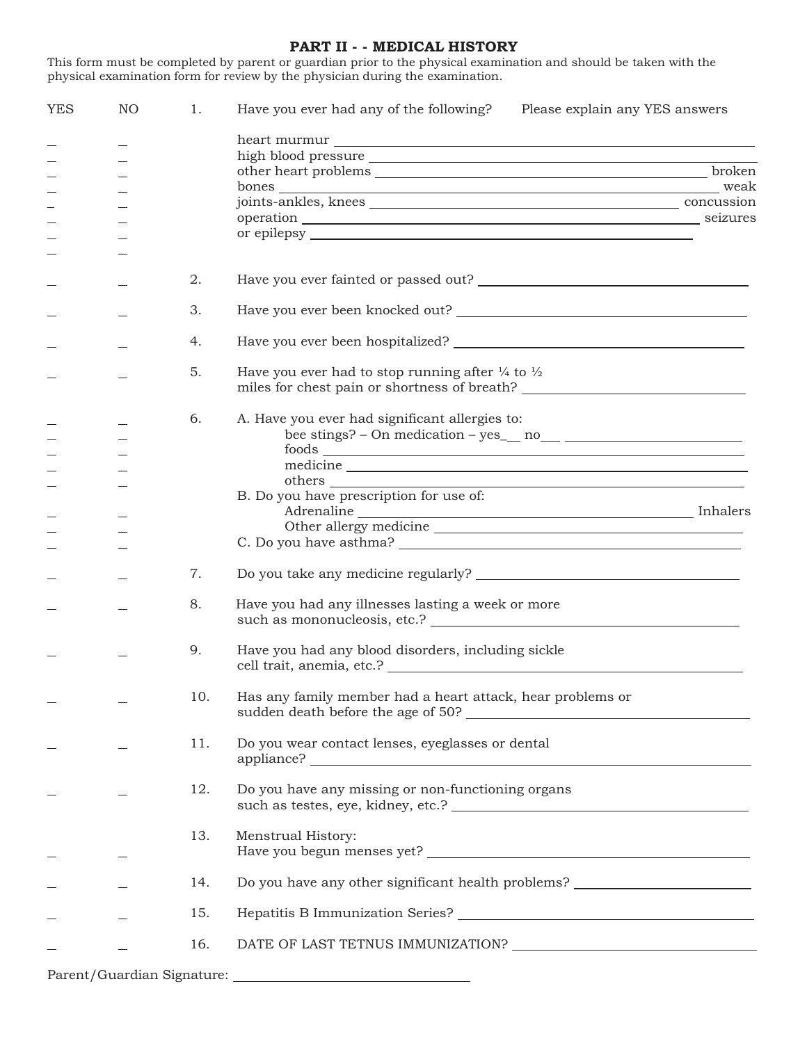# PART II - - MEDICAL HISTORY

This form must be completed by parent or guardian prior to the physical examination and should be taken with the physical examination form for review by the physician during the examination.

| YES | NO | | |
|---|---|---|---|
| | | 1. | Have you ever had any of the following? Please explain any YES answers |
| _ | _ | | heart murmur ______ |
| _ | _ | | high blood pressure ______ |
| _ | _ | | other heart problems ______ |
| _ | _ | | broken bones ______ |
| _ | _ | | weak joints-ankles, knees ______ |
| _ | _ | | concussion ______ |
| _ | _ | | operation ______ |
| _ | _ | | seizures or epilepsy ______ |
| _ | _ | 2. | Have you ever fainted or passed out? ______ |
| _ | _ | 3. | Have you ever been knocked out? ______ |
| _ | _ | 4. | Have you ever been hospitalized? ______ |
| _ | _ | 5. | Have you ever had to stop running after ¼ to ½ miles for chest pain or shortness of breath? ______ |
| | | 6. | A. Have you ever had significant allergies to: |
| _ | _ | | bee stings? – On medication – yes__ no__ ______ |
| _ | _ | | foods ______ |
| _ | _ | | medicine ______ |
| _ | _ | | others ______ |
| | | | B. Do you have prescription for use of: |
| _ | _ | | Adrenaline ______ |
| _ | _ | | Inhalers |
| _ | _ | | Other allergy medicine ______ |
| _ | _ | | C. Do you have asthma? ______ |
| _ | _ | 7. | Do you take any medicine regularly? ______ |
| _ | _ | 8. | Have you had any illnesses lasting a week or more such as mononucleosis, etc.? ______ |
| _ | _ | 9. | Have you had any blood disorders, including sickle cell trait, anemia, etc.? ______ |
| _ | _ | 10. | Has any family member had a heart attack, hear problems or sudden death before the age of 50? ______ |
| _ | _ | 11. | Do you wear contact lenses, eyeglasses or dental appliance? ______ |
| _ | _ | 12. | Do you have any missing or non-functioning organs such as testes, eye, kidney, etc.? ______ |
| | | 13. | Menstrual History: |
| _ | _ | | Have you begun menses yet? ______ |
| _ | _ | 14. | Do you have any other significant health problems? ______ |
| _ | _ | 15. | Hepatitis B Immunization Series? ______ |
| _ | _ | 16. | DATE OF LAST TETNUS IMMUNIZATION? ______ |

Parent/Guardian Signature: ______________________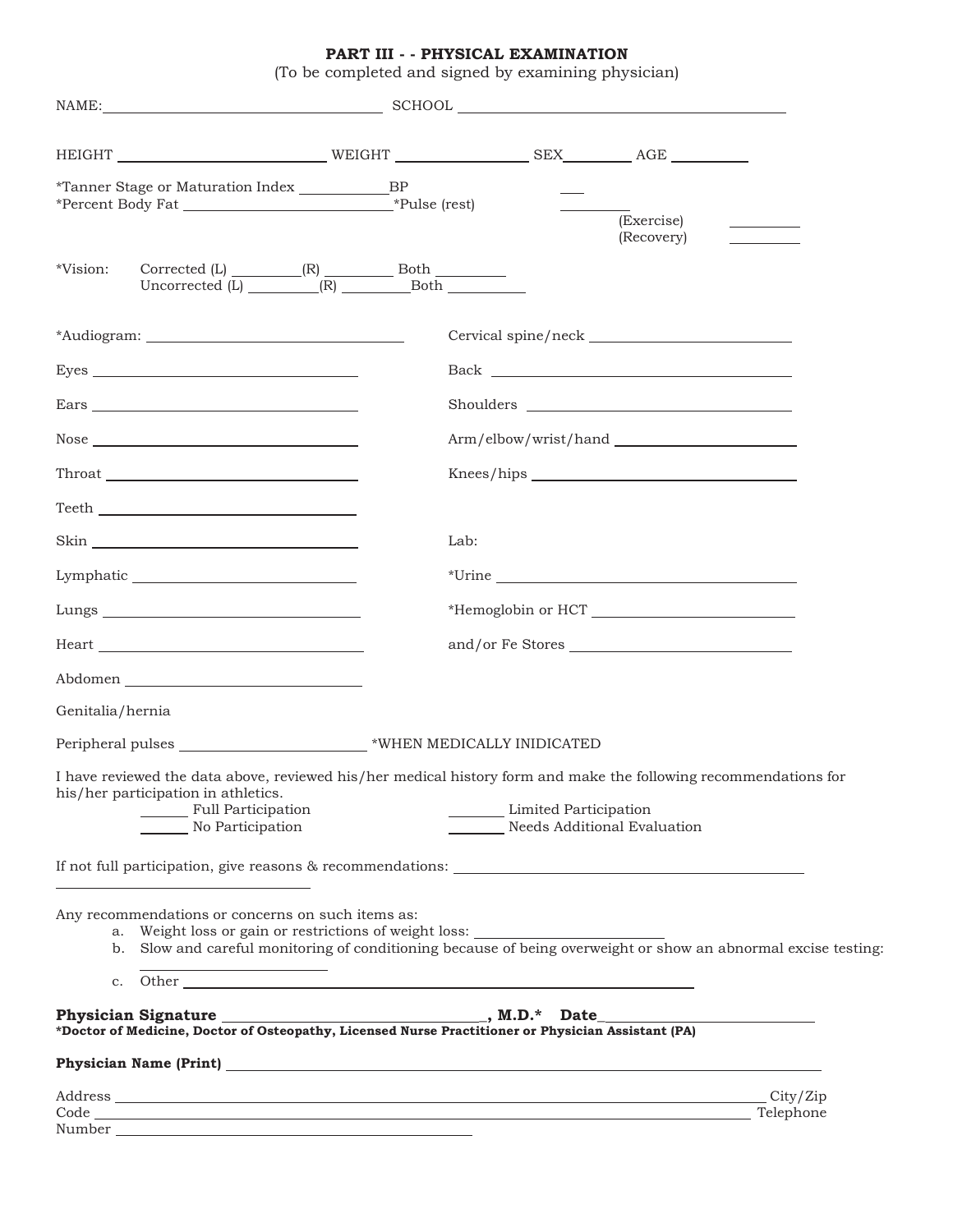# PART III - - PHYSICAL EXAMINATION

(To be completed and signed by examining physician)

NAME: ______________________ SCHOOL ______________________

HEIGHT ______________ WEIGHT ____________ SEX ______ AGE ______

*Tanner Stage or Maturation Index ________ BP ___

*Percent Body Fat ______________ *Pulse (rest) ______

(Exercise) ______

(Recovery) ______

*Vision: Corrected (L) ______ (R) ______ Both ______

Uncorrected (L) ______ (R) ______ Both ______

*Audiogram: ______________________

Eyes ______________________

Ears ______________________

Nose ______________________

Throat ______________________

Teeth ______________________

Skin ______________________

Lymphatic ______________________

Lungs ______________________

Heart ______________________

Abdomen ______________________

Genitalia/hernia

Peripheral pulses ______________ *WHEN MEDICALLY INIDICATED

Cervical spine/neck ______________________

Back ______________________

Shoulders ______________________

Arm/elbow/wrist/hand ______________________

Knees/hips ______________________

Lab:

*Urine ______________________

*Hemoglobin or HCT ______________________

and/or Fe Stores ______________________

I have reviewed the data above, reviewed his/her medical history form and make the following recommendations for his/her participation in athletics.

_____ Full Participation  _____ Limited Participation

_____ No Participation  _____ Needs Additional Evaluation

If not full participation, give reasons & recommendations: ______________________

______________________

Any recommendations or concerns on such items as:

a. Weight loss or gain or restrictions of weight loss: ______________
b. Slow and careful monitoring of conditioning because of being overweight or show an abnormal excise testing: ______________
c. Other ______________________

**Physician Signature** ______________________, **M.D.\*** **Date** ______________

***Doctor of Medicine, Doctor of Osteopathy, Licensed Nurse Practitioner or Physician Assistant (PA)**

**Physician Name (Print)** ______________________

Address ______________________ City/Zip

Code ______________________ Telephone

Number ______________________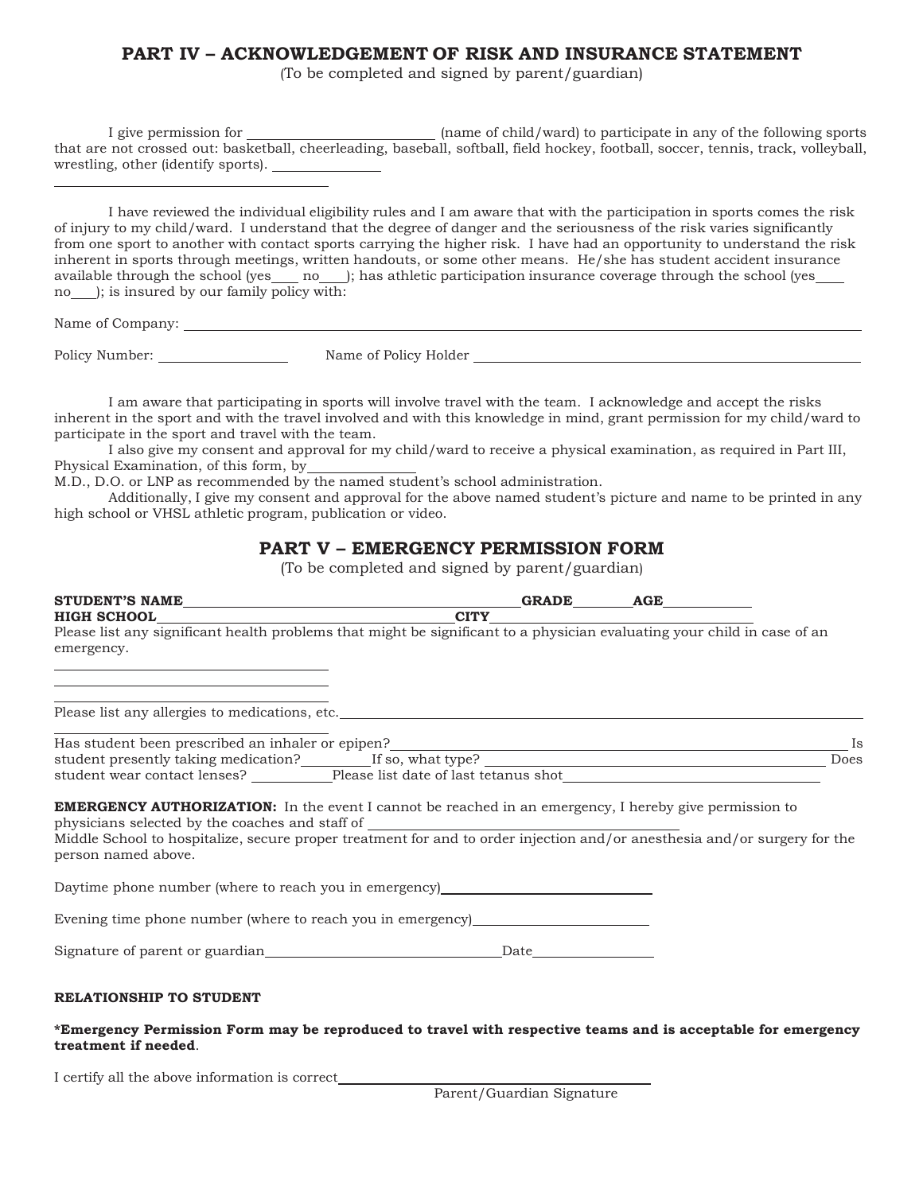## PART IV – ACKNOWLEDGEMENT OF RISK AND INSURANCE STATEMENT

(To be completed and signed by parent/guardian)

I give permission for ______________________ (name of child/ward) to participate in any of the following sports that are not crossed out: basketball, cheerleading, baseball, softball, field hockey, football, soccer, tennis, track, volleyball, wrestling, other (identify sports). ______________

____________________________________

I have reviewed the individual eligibility rules and I am aware that with the participation in sports comes the risk of injury to my child/ward. I understand that the degree of danger and the seriousness of the risk varies significantly from one sport to another with contact sports carrying the higher risk. I have had an opportunity to understand the risk inherent in sports through meetings, written handouts, or some other means. He/she has student accident insurance available through the school (yes____ no____); has athletic participation insurance coverage through the school (yes____ no____); is insured by our family policy with:

Name of Company: ____________________________________________

Policy Number: ______________ Name of Policy Holder ______________________________

I am aware that participating in sports will involve travel with the team. I acknowledge and accept the risks inherent in the sport and with the travel involved and with this knowledge in mind, grant permission for my child/ward to participate in the sport and travel with the team.

I also give my consent and approval for my child/ward to receive a physical examination, as required in Part III, Physical Examination, of this form, by______________ M.D., D.O. or LNP as recommended by the named student's school administration.

Additionally, I give my consent and approval for the above named student's picture and name to be printed in any high school or VHSL athletic program, publication or video.

## PART V – EMERGENCY PERMISSION FORM

(To be completed and signed by parent/guardian)

**STUDENT'S NAME**______________________________________**GRADE**________**AGE**____________

**HIGH SCHOOL**____________________________________**CITY**______________________________

Please list any significant health problems that might be significant to a physician evaluating your child in case of an emergency.

____________________________________

____________________________________

____________________________________

Please list any allergies to medications, etc.____________________________________________

____________________________________

Has student been prescribed an inhaler or epipen?______________________________________ Is student presently taking medication?__________If so, what type? ______________________ Does student wear contact lenses? __________Please list date of last tetanus shot______________________

**EMERGENCY AUTHORIZATION:** In the event I cannot be reached in an emergency, I hereby give permission to physicians selected by the coaches and staff of ______________________________ Middle School to hospitalize, secure proper treatment for and to order injection and/or anesthesia and/or surgery for the person named above.

Daytime phone number (where to reach you in emergency)________________________

Evening time phone number (where to reach you in emergency)____________________

Signature of parent or guardian____________________________Date______________

**RELATIONSHIP TO STUDENT**

**\*Emergency Permission Form may be reproduced to travel with respective teams and is acceptable for emergency treatment if needed**.

I certify all the above information is correct______________________________________

Parent/Guardian Signature